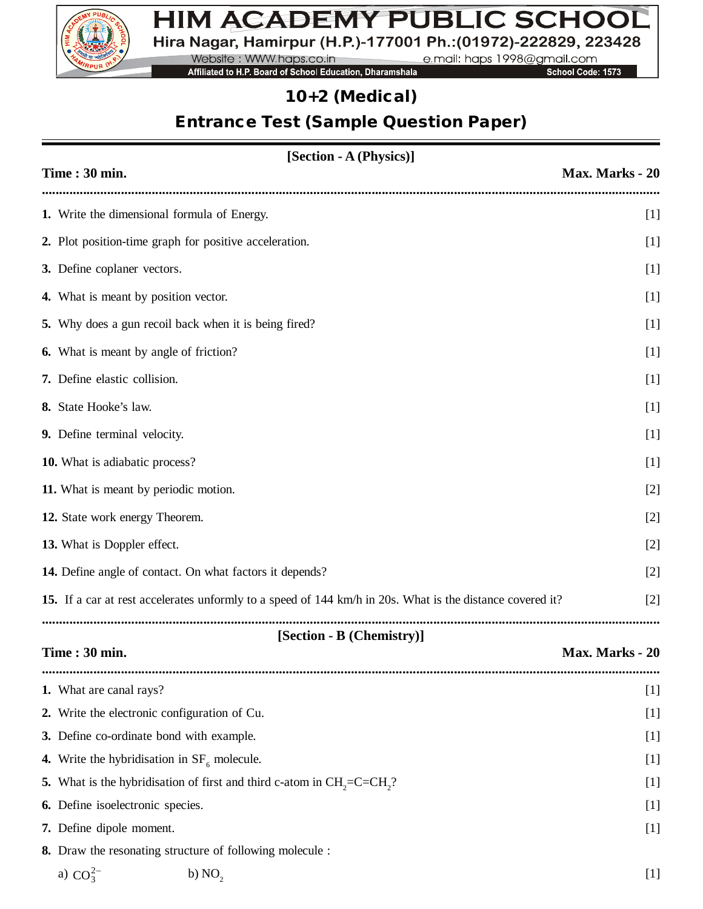# HIM ACADEMY PUBLIC SCHOOL

Hira Nagar, Hamirpur (H.P.)-177001 Ph.:(01972)-222829, 223428

Website : WWW.haps.co.in e.mail: haps 1998@gmail.com

Affiliated to H.P. Board of School Education, Dharamshala School Code: 1573

## 10+2 (Medical)

## Entrance Test (Sample Question Paper)

### [Section - A (Physics)]

**Time : 30 min.** **Max. Marks - 20**

1. Write the dimensional formula of Energy. [1]
2. Plot position-time graph for positive acceleration. [1]
3. Define coplaner vectors. [1]
4. What is meant by position vector. [1]
5. Why does a gun recoil back when it is being fired? [1]
6. What is meant by angle of friction? [1]
7. Define elastic collision. [1]
8. State Hooke's law. [1]
9. Define terminal velocity. [1]
10. What is adiabatic process? [1]
11. What is meant by periodic motion. [2]
12. State work energy Theorem. [2]
13. What is Doppler effect. [2]
14. Define angle of contact. On what factors it depends? [2]
15. If a car at rest accelerates unformly to a speed of 144 km/h in 20s. What is the distance covered it? [2]

### [Section - B (Chemistry)]

**Time : 30 min.** **Max. Marks - 20**

1. What are canal rays? [1]
2. Write the electronic configuration of Cu. [1]
3. Define co-ordinate bond with example. [1]
4. Write the hybridisation in $SF_6$ molecule. [1]
5. What is the hybridisation of first and third c-atom in $CH_2=C=CH_2$? [1]
6. Define isoelectronic species. [1]
7. Define dipole moment. [1]
8. Draw the resonating structure of following molecule :

   a) $CO_3^{2-}$ b) $NO_2$ [1]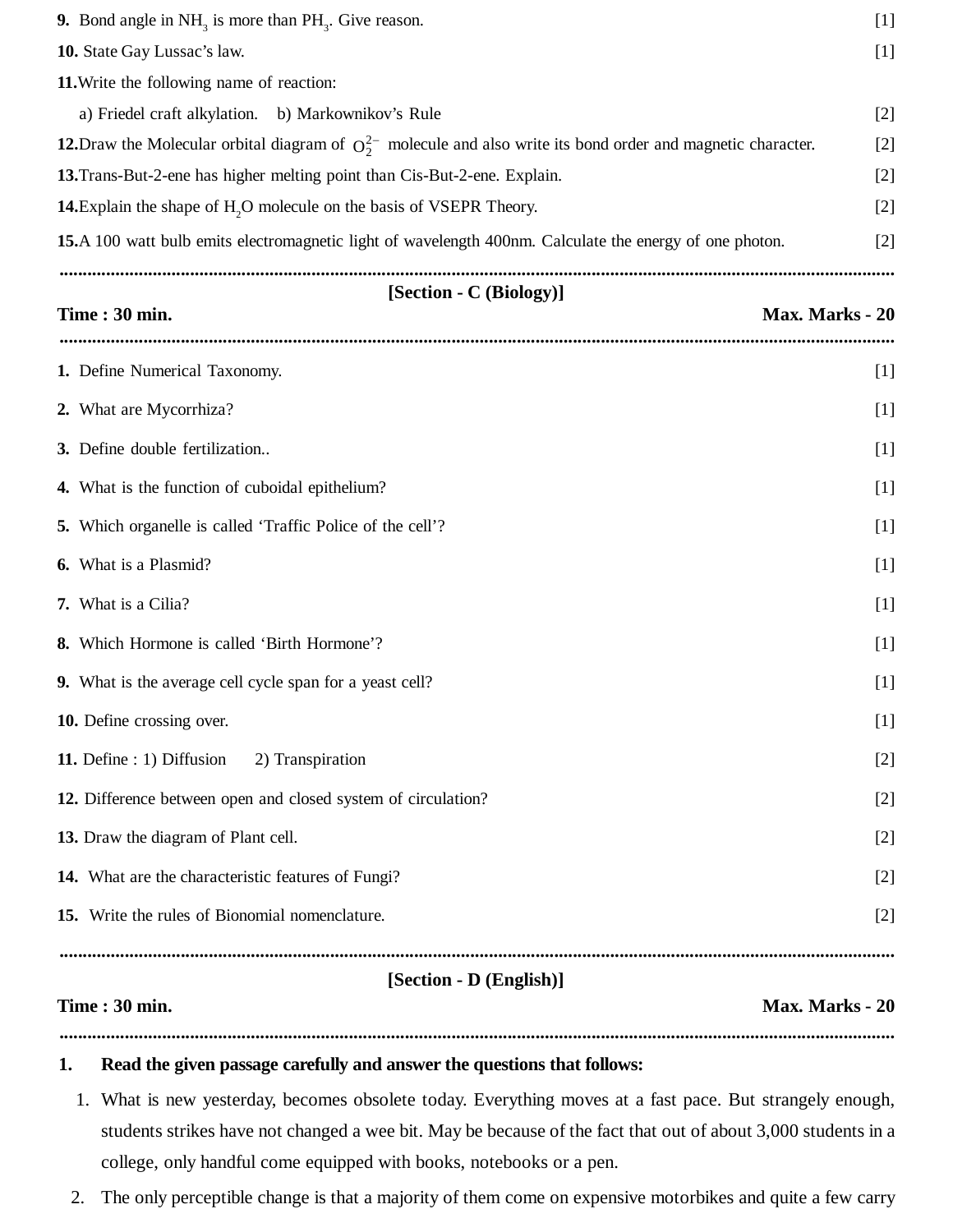**9.** Bond angle in $NH_3$ is more than $PH_3$. Give reason. [1]

**10.** State Gay Lussac's law. [1]

**11.** Write the following name of reaction:

a) Friedel craft alkylation. b) Markownikov's Rule [2]

**12.** Draw the Molecular orbital diagram of $O_2^{2-}$ molecule and also write its bond order and magnetic character. [2]

**13.** Trans-But-2-ene has higher melting point than Cis-But-2-ene. Explain. [2]

**14.** Explain the shape of $H_2O$ molecule on the basis of VSEPR Theory. [2]

**15.** A 100 watt bulb emits electromagnetic light of wavelength 400nm. Calculate the energy of one photon. [2]

---

## [Section - C (Biology)]

**Time : 30 min.** **Max. Marks - 20**

---

**1.** Define Numerical Taxonomy. [1]

**2.** What are Mycorrhiza? [1]

**3.** Define double fertilization.. [1]

**4.** What is the function of cuboidal epithelium? [1]

**5.** Which organelle is called 'Traffic Police of the cell'? [1]

**6.** What is a Plasmid? [1]

**7.** What is a Cilia? [1]

**8.** Which Hormone is called 'Birth Hormone'? [1]

**9.** What is the average cell cycle span for a yeast cell? [1]

**10.** Define crossing over. [1]

**11.** Define : 1) Diffusion 2) Transpiration [2]

**12.** Difference between open and closed system of circulation? [2]

**13.** Draw the diagram of Plant cell. [2]

**14.** What are the characteristic features of Fungi? [2]

**15.** Write the rules of Bionomial nomenclature. [2]

---

## [Section - D (English)]

**Time : 30 min.** **Max. Marks - 20**

---

**1. Read the given passage carefully and answer the questions that follows:**

1. What is new yesterday, becomes obsolete today. Everything moves at a fast pace. But strangely enough, students strikes have not changed a wee bit. May be because of the fact that out of about 3,000 students in a college, only handful come equipped with books, notebooks or a pen.
2. The only perceptible change is that a majority of them come on expensive motorbikes and quite a few carry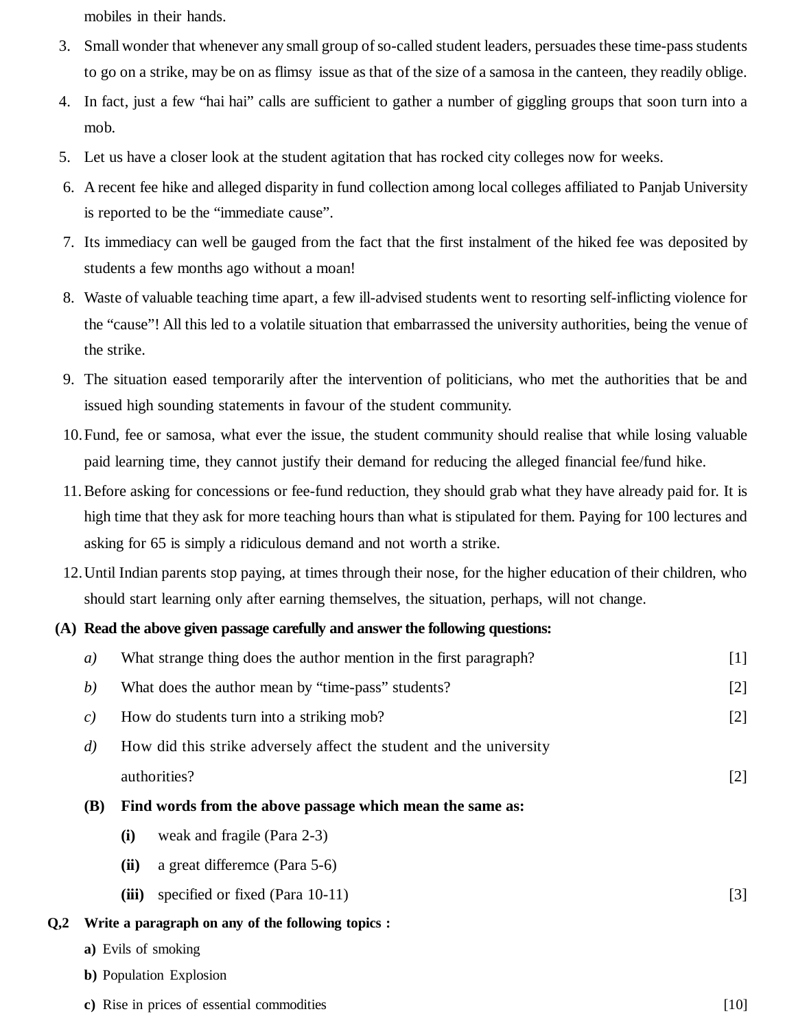mobiles in their hands.

3. Small wonder that whenever any small group of so-called student leaders, persuades these time-pass students to go on a strike, may be on as flimsy issue as that of the size of a samosa in the canteen, they readily oblige.
4. In fact, just a few “hai hai” calls are sufficient to gather a number of giggling groups that soon turn into a mob.
5. Let us have a closer look at the student agitation that has rocked city colleges now for weeks.
6. A recent fee hike and alleged disparity in fund collection among local colleges affiliated to Panjab University is reported to be the “immediate cause”.
7. Its immediacy can well be gauged from the fact that the first instalment of the hiked fee was deposited by students a few months ago without a moan!
8. Waste of valuable teaching time apart, a few ill-advised students went to resorting self-inflicting violence for the “cause”! All this led to a volatile situation that embarrassed the university authorities, being the venue of the strike.
9. The situation eased temporarily after the intervention of politicians, who met the authorities that be and issued high sounding statements in favour of the student community.
10. Fund, fee or samosa, what ever the issue, the student community should realise that while losing valuable paid learning time, they cannot justify their demand for reducing the alleged financial fee/fund hike.
11. Before asking for concessions or fee-fund reduction, they should grab what they have already paid for. It is high time that they ask for more teaching hours than what is stipulated for them. Paying for 100 lectures and asking for 65 is simply a ridiculous demand and not worth a strike.
12. Until Indian parents stop paying, at times through their nose, for the higher education of their children, who should start learning only after earning themselves, the situation, perhaps, will not change.

**(A) Read the above given passage carefully and answer the following questions:**

*a)* What strange thing does the author mention in the first paragraph? [1]

*b)* What does the author mean by “time-pass” students? [2]

*c)* How do students turn into a striking mob? [2]

*d)* How did this strike adversely affect the student and the university authorities? [2]

**(B) Find words from the above passage which mean the same as:**

**(i)** weak and fragile (Para 2-3)

**(ii)** a great differemce (Para 5-6)

**(iii)** specified or fixed (Para 10-11) [3]

**Q,2 Write a paragraph on any of the following topics :**

**a)** Evils of smoking

**b)** Population Explosion

**c)** Rise in prices of essential commodities [10]